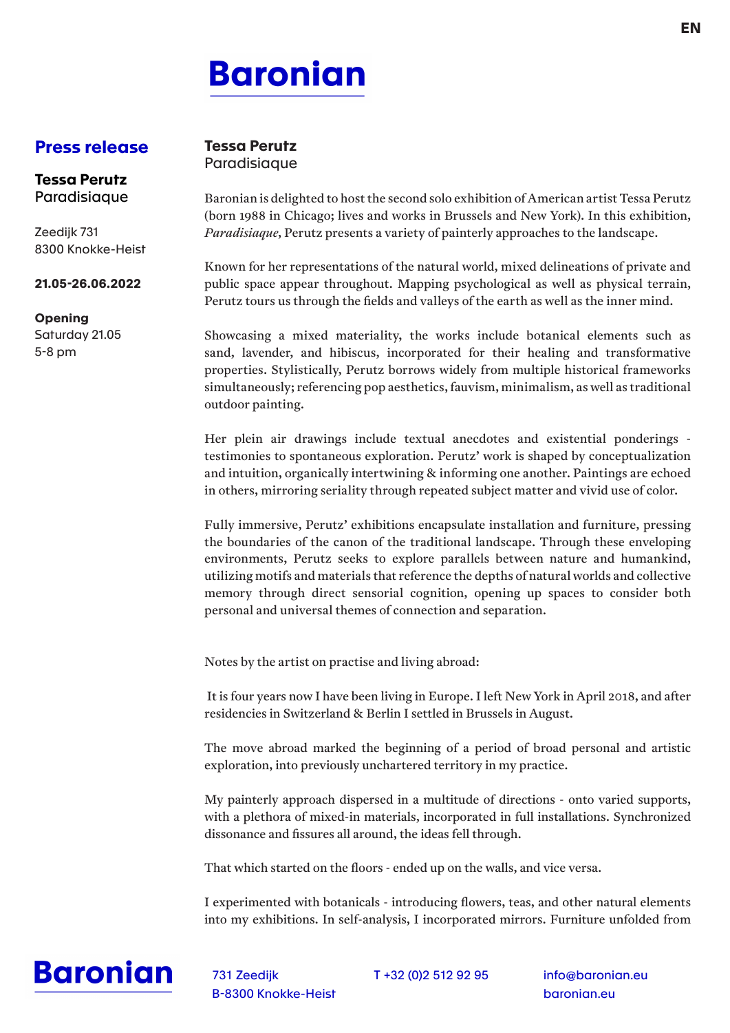EN

# Baronian

## Press release

**Tessa Perutz**
Paradisiaque

Zeedijk 731
8300 Knokke-Heist

**21.05-26.06.2022**

**Opening**
Saturday 21.05
5-8 pm

**Tessa Perutz**
Paradisiaque

Baronian is delighted to host the second solo exhibition of American artist Tessa Perutz (born 1988 in Chicago; lives and works in Brussels and New York). In this exhibition, *Paradisiaque*, Perutz presents a variety of painterly approaches to the landscape.

Known for her representations of the natural world, mixed delineations of private and public space appear throughout. Mapping psychological as well as physical terrain, Perutz tours us through the fields and valleys of the earth as well as the inner mind.

Showcasing a mixed materiality, the works include botanical elements such as sand, lavender, and hibiscus, incorporated for their healing and transformative properties. Stylistically, Perutz borrows widely from multiple historical frameworks simultaneously; referencing pop aesthetics, fauvism, minimalism, as well as traditional outdoor painting.

Her plein air drawings include textual anecdotes and existential ponderings - testimonies to spontaneous exploration. Perutz' work is shaped by conceptualization and intuition, organically intertwining & informing one another. Paintings are echoed in others, mirroring seriality through repeated subject matter and vivid use of color.

Fully immersive, Perutz' exhibitions encapsulate installation and furniture, pressing the boundaries of the canon of the traditional landscape. Through these enveloping environments, Perutz seeks to explore parallels between nature and humankind, utilizing motifs and materials that reference the depths of natural worlds and collective memory through direct sensorial cognition, opening up spaces to consider both personal and universal themes of connection and separation.

Notes by the artist on practise and living abroad:

It is four years now I have been living in Europe. I left New York in April 2018, and after residencies in Switzerland & Berlin I settled in Brussels in August.

The move abroad marked the beginning of a period of broad personal and artistic exploration, into previously unchartered territory in my practice.

My painterly approach dispersed in a multitude of directions - onto varied supports, with a plethora of mixed-in materials, incorporated in full installations. Synchronized dissonance and fissures all around, the ideas fell through.

That which started on the floors - ended up on the walls, and vice versa.

I experimented with botanicals - introducing flowers, teas, and other natural elements into my exhibitions. In self-analysis, I incorporated mirrors. Furniture unfolded from

Baronian
731 Zeedijk
B-8300 Knokke-Heist
T +32 (0)2 512 92 95
info@baronian.eu
baronian.eu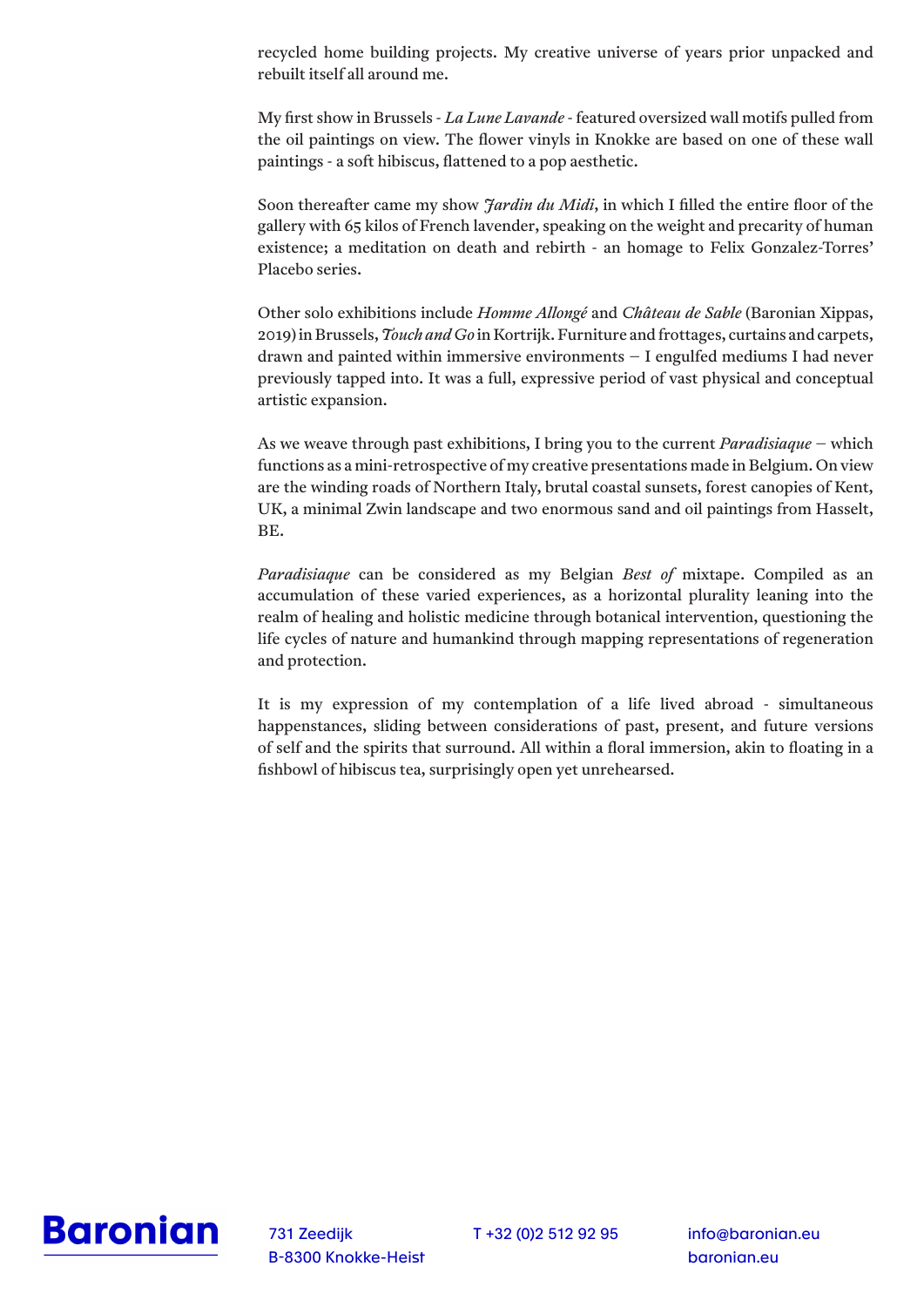recycled home building projects. My creative universe of years prior unpacked and rebuilt itself all around me.

My first show in Brussels - *La Lune Lavande* - featured oversized wall motifs pulled from the oil paintings on view. The flower vinyls in Knokke are based on one of these wall paintings - a soft hibiscus, flattened to a pop aesthetic.

Soon thereafter came my show *Jardin du Midi*, in which I filled the entire floor of the gallery with 65 kilos of French lavender, speaking on the weight and precarity of human existence; a meditation on death and rebirth - an homage to Felix Gonzalez-Torres' Placebo series.

Other solo exhibitions include *Homme Allongé* and *Château de Sable* (Baronian Xippas, 2019) in Brussels, *Touch and Go* in Kortrijk. Furniture and frottages, curtains and carpets, drawn and painted within immersive environments – I engulfed mediums I had never previously tapped into. It was a full, expressive period of vast physical and conceptual artistic expansion.

As we weave through past exhibitions, I bring you to the current *Paradisiaque* – which functions as a mini-retrospective of my creative presentations made in Belgium. On view are the winding roads of Northern Italy, brutal coastal sunsets, forest canopies of Kent, UK, a minimal Zwin landscape and two enormous sand and oil paintings from Hasselt, BE.

*Paradisiaque* can be considered as my Belgian *Best of* mixtape. Compiled as an accumulation of these varied experiences, as a horizontal plurality leaning into the realm of healing and holistic medicine through botanical intervention, questioning the life cycles of nature and humankind through mapping representations of regeneration and protection.

It is my expression of my contemplation of a life lived abroad - simultaneous happenstances, sliding between considerations of past, present, and future versions of self and the spirits that surround. All within a floral immersion, akin to floating in a fishbowl of hibiscus tea, surprisingly open yet unrehearsed.